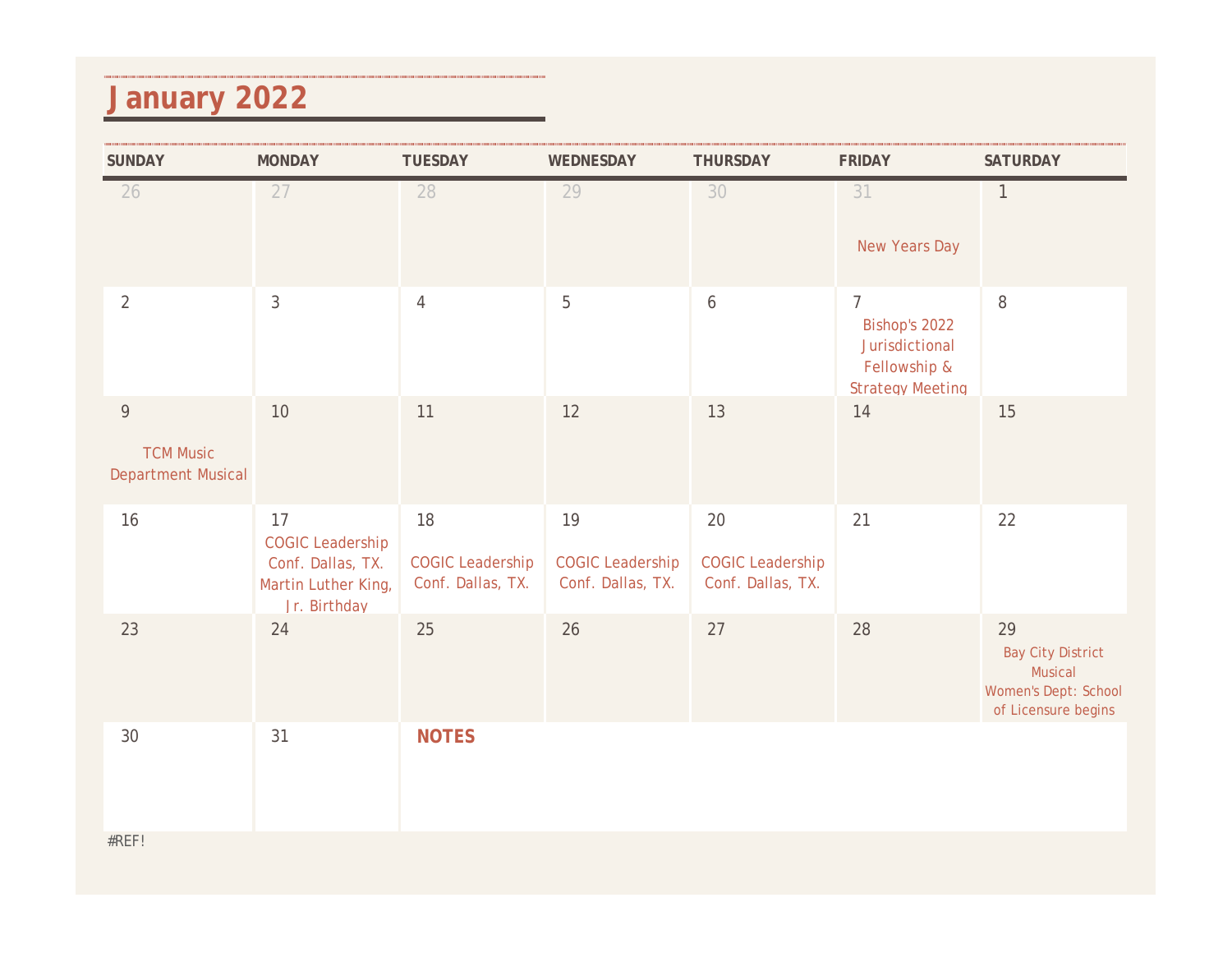# January 2022

| SUNDAY | MONDAY | TUESDAY | WEDNESDAY | THURSDAY | FRIDAY | SATURDAY |
|---|---|---|---|---|---|---|
| 26 | 27 | 28 | 29 | 30 | 31 | 1 New Years Day |
| 2 | 3 | 4 | 5 | 6 | 7 Bishop's 2022 Jurisdictional Fellowship & Strategy Meeting | 8 |
| 9 TCM Music Department Musical | 10 | 11 | 12 | 13 | 14 | 15 |
| 16 | 17 COGIC Leadership Conf. Dallas, TX. Martin Luther King, Jr. Birthday | 18 COGIC Leadership Conf. Dallas, TX. | 19 COGIC Leadership Conf. Dallas, TX. | 20 COGIC Leadership Conf. Dallas, TX. | 21 | 22 |
| 23 | 24 | 25 | 26 | 27 | 28 | 29 Bay City District Musical Women's Dept: School of Licensure begins |
| 30 | 31 | **NOTES** | | | | |

#REF!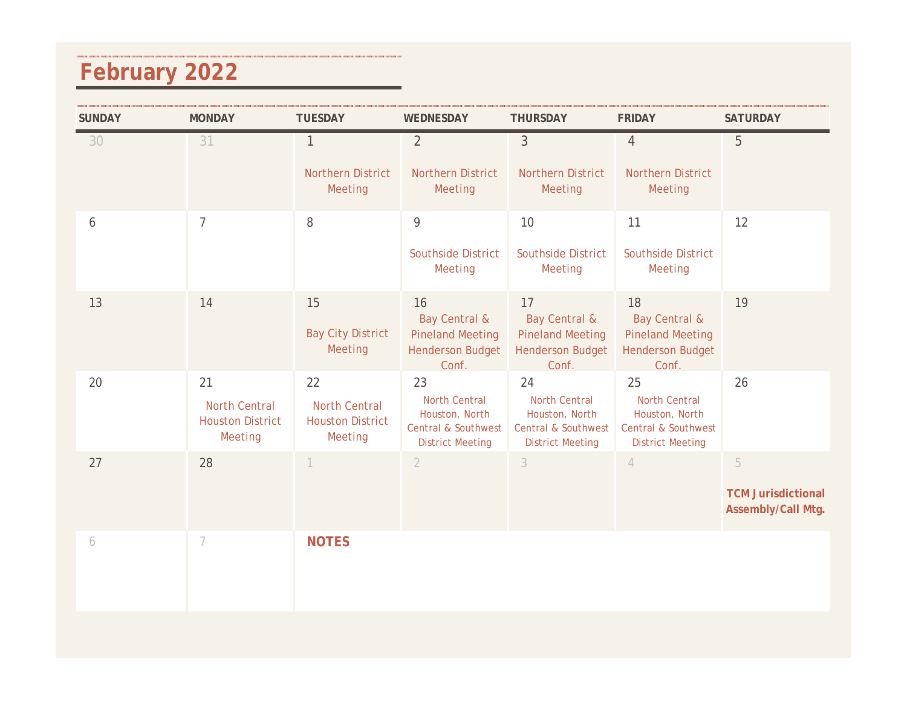# February 2022

| SUNDAY | MONDAY | TUESDAY | WEDNESDAY | THURSDAY | FRIDAY | SATURDAY |
|---|---|---|---|---|---|---|
| 30 | 31 | 1 Northern District Meeting | 2 Northern District Meeting | 3 Northern District Meeting | 4 Northern District Meeting | 5 |
| 6 | 7 | 8 | 9 Southside District Meeting | 10 Southside District Meeting | 11 Southside District Meeting | 12 |
| 13 | 14 | 15 Bay City District Meeting | 16 Bay Central & Pineland Meeting Henderson Budget Conf. | 17 Bay Central & Pineland Meeting Henderson Budget Conf. | 18 Bay Central & Pineland Meeting Henderson Budget Conf. | 19 |
| 20 | 21 North Central Houston District Meeting | 22 North Central Houston District Meeting | 23 North Central Houston, North Central & Southwest District Meeting | 24 North Central Houston, North Central & Southwest District Meeting | 25 North Central Houston, North Central & Southwest District Meeting | 26 |
| 27 | 28 | 1 | 2 | 3 | 4 | 5 **TCM Jurisdictional Assembly/Call Mtg.** |
| 6 | 7 | **NOTES** | | | | |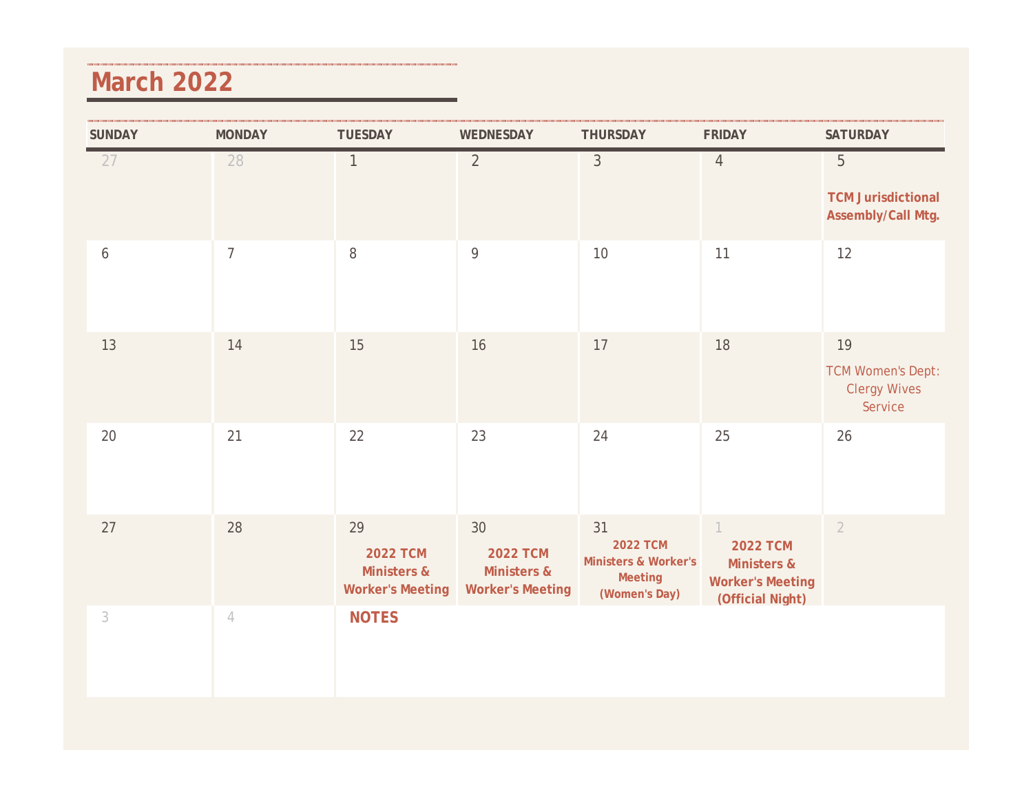# March 2022

| SUNDAY | MONDAY | TUESDAY | WEDNESDAY | THURSDAY | FRIDAY | SATURDAY |
|---|---|---|---|---|---|---|
| 27 | 28 | 1 | 2 | 3 | 4 | 5<br>**TCM Jurisdictional Assembly/Call Mtg.** |
| 6 | 7 | 8 | 9 | 10 | 11 | 12 |
| 13 | 14 | 15 | 16 | 17 | 18 | 19<br>TCM Women's Dept: Clergy Wives Service |
| 20 | 21 | 22 | 23 | 24 | 25 | 26 |
| 27 | 28 | 29<br>**2022 TCM Ministers & Worker's Meeting** | 30<br>**2022 TCM Ministers & Worker's Meeting** | 31<br>**2022 TCM Ministers & Worker's Meeting (Women's Day)** | 1<br>**2022 TCM Ministers & Worker's Meeting (Official Night)** | 2 |
| 3 | 4 | **NOTES** | | | | |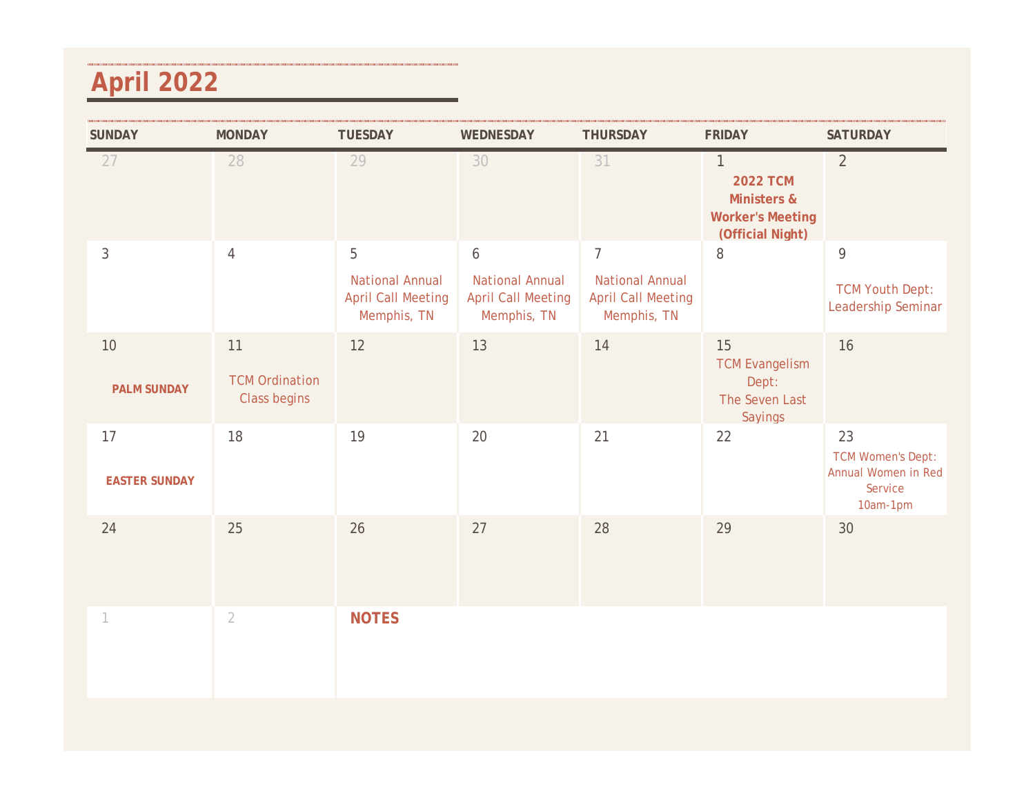# April 2022

| SUNDAY | MONDAY | TUESDAY | WEDNESDAY | THURSDAY | FRIDAY | SATURDAY |
|---|---|---|---|---|---|---|
| 27 | 28 | 29 | 30 | 31 | 1 **2022 TCM Ministers & Worker's Meeting (Official Night)** | 2 |
| 3 | 4 | 5 National Annual April Call Meeting Memphis, TN | 6 National Annual April Call Meeting Memphis, TN | 7 National Annual April Call Meeting Memphis, TN | 8 | 9 TCM Youth Dept: Leadership Seminar |
| 10 **PALM SUNDAY** | 11 TCM Ordination Class begins | 12 | 13 | 14 | 15 TCM Evangelism Dept: The Seven Last Sayings | 16 |
| 17 **EASTER SUNDAY** | 18 | 19 | 20 | 21 | 22 | 23 TCM Women's Dept: Annual Women in Red Service 10am-1pm |
| 24 | 25 | 26 | 27 | 28 | 29 | 30 |
| 1 | 2 | **NOTES** | | | | |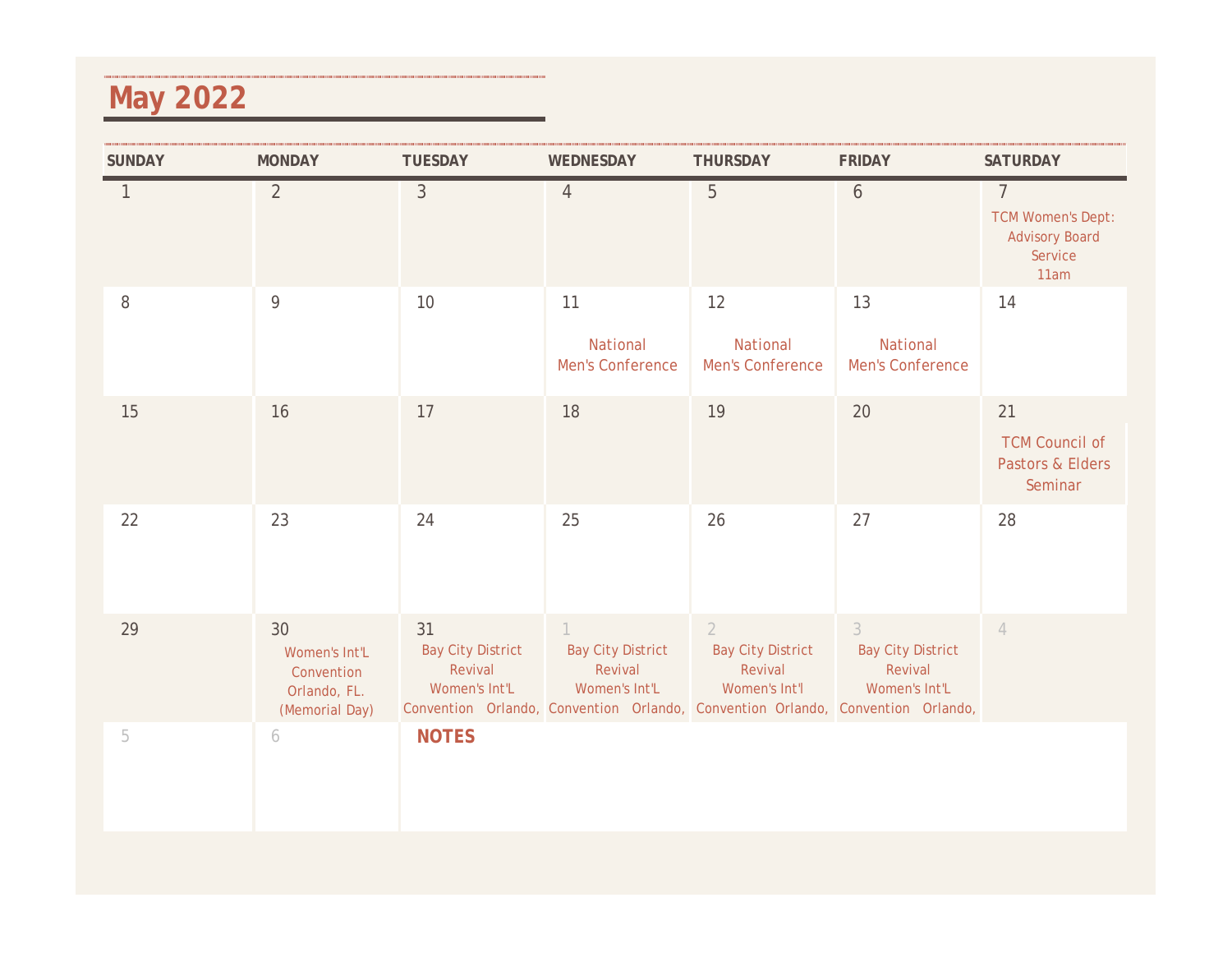# May 2022

| SUNDAY | MONDAY | TUESDAY | WEDNESDAY | THURSDAY | FRIDAY | SATURDAY |
|---|---|---|---|---|---|---|
| 1 | 2 | 3 | 4 | 5 | 6 | 7 TCM Women's Dept: Advisory Board Service 11am |
| 8 | 9 | 10 | 11 National Men's Conference | 12 National Men's Conference | 13 National Men's Conference | 14 |
| 15 | 16 | 17 | 18 | 19 | 20 | 21 TCM Council of Pastors & Elders Seminar |
| 22 | 23 | 24 | 25 | 26 | 27 | 28 |
| 29 | 30 Women's Int'L Convention Orlando, FL. (Memorial Day) | 31 Bay City District Revival Women's Int'L Convention Orlando, | 1 Bay City District Revival Women's Int'L Convention Orlando, | 2 Bay City District Revival Women's Int'l Convention Orlando, | 3 Bay City District Revival Women's Int'L Convention Orlando, | 4 |
| 5 | 6 | **NOTES** | | | | |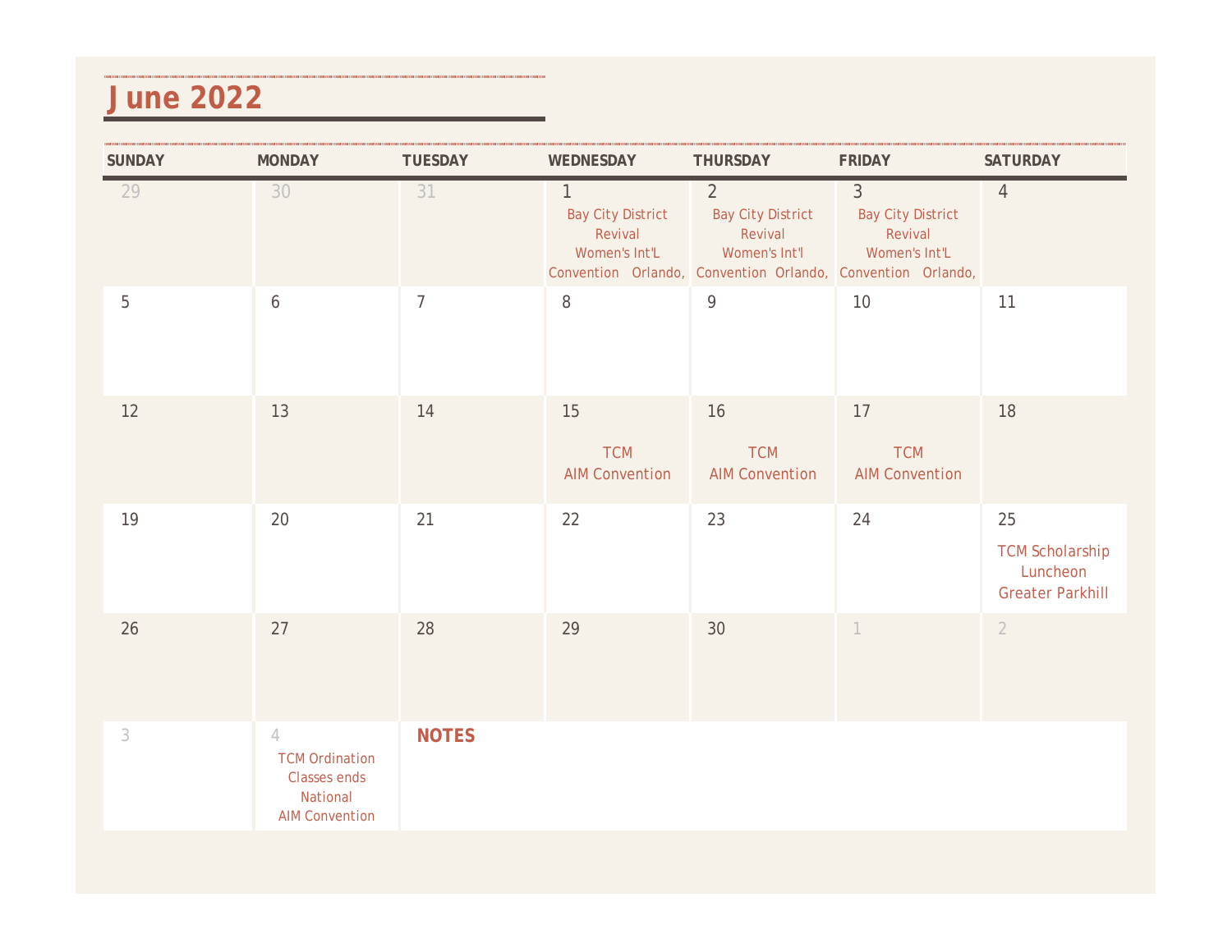# June 2022

| SUNDAY | MONDAY | TUESDAY | WEDNESDAY | THURSDAY | FRIDAY | SATURDAY |
|---|---|---|---|---|---|---|
| 29 | 30 | 31 | 1 Bay City District Revival Women's Int'L Convention Orlando, | 2 Bay City District Revival Women's Int'l Convention Orlando, | 3 Bay City District Revival Women's Int'L Convention Orlando, | 4 |
| 5 | 6 | 7 | 8 | 9 | 10 | 11 |
| 12 | 13 | 14 | 15 TCM AIM Convention | 16 TCM AIM Convention | 17 TCM AIM Convention | 18 |
| 19 | 20 | 21 | 22 | 23 | 24 | 25 TCM Scholarship Luncheon Greater Parkhill |
| 26 | 27 | 28 | 29 | 30 | 1 | 2 |
| 3 | 4 TCM Ordination Classes ends National AIM Convention | **NOTES** | | | | |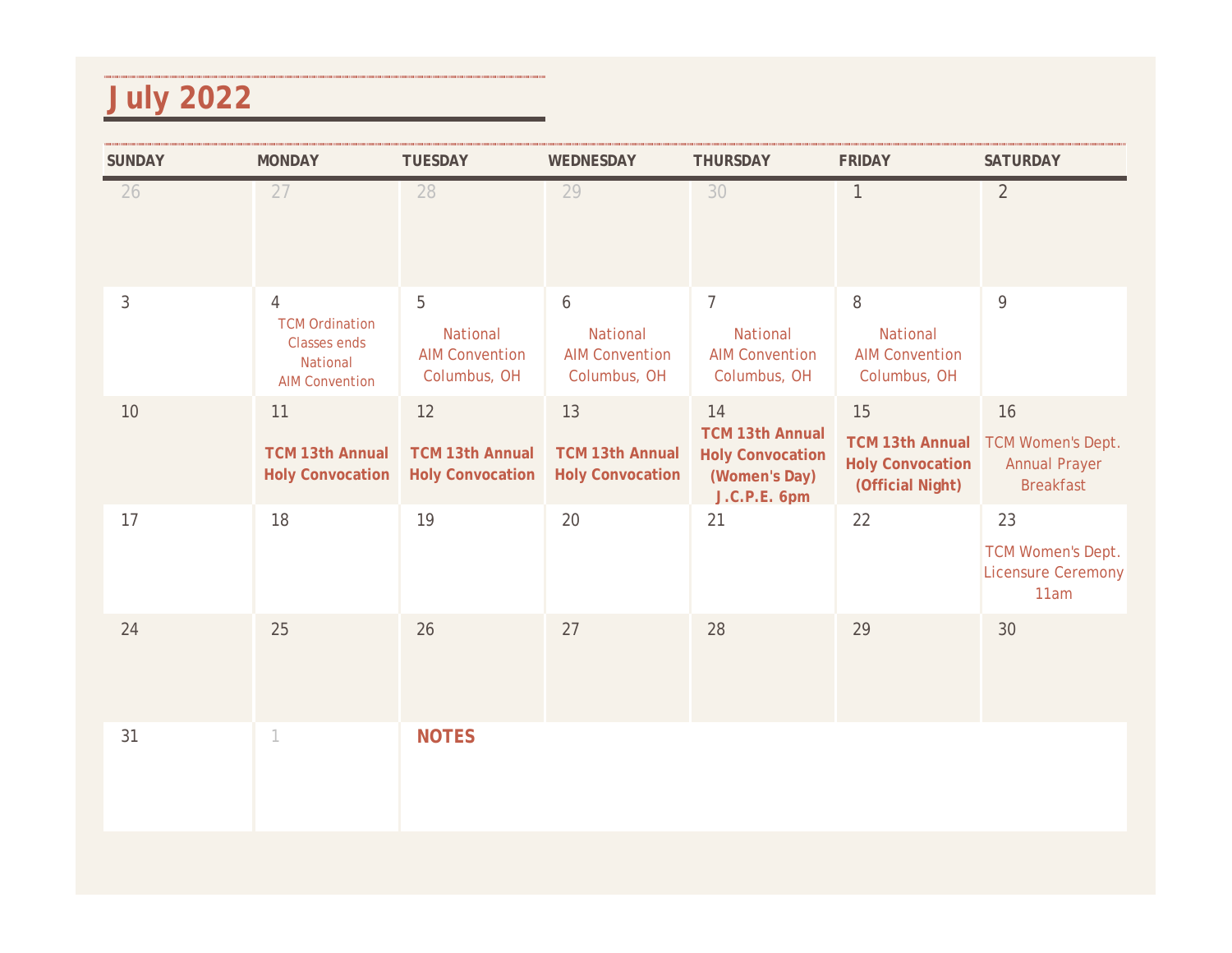# July 2022

| SUNDAY | MONDAY | TUESDAY | WEDNESDAY | THURSDAY | FRIDAY | SATURDAY |
|---|---|---|---|---|---|---|
| 26 | 27 | 28 | 29 | 30 | 1 | 2 |
| 3 | 4 TCM Ordination Classes ends National AIM Convention | 5 National AIM Convention Columbus, OH | 6 National AIM Convention Columbus, OH | 7 National AIM Convention Columbus, OH | 8 National AIM Convention Columbus, OH | 9 |
| 10 | 11 **TCM 13th Annual Holy Convocation** | 12 **TCM 13th Annual Holy Convocation** | 13 **TCM 13th Annual Holy Convocation** | 14 **TCM 13th Annual Holy Convocation (Women's Day) J.C.P.E. 6pm** | 15 **TCM 13th Annual Holy Convocation (Official Night)** | 16 TCM Women's Dept. Annual Prayer Breakfast |
| 17 | 18 | 19 | 20 | 21 | 22 | 23 TCM Women's Dept. Licensure Ceremony 11am |
| 24 | 25 | 26 | 27 | 28 | 29 | 30 |
| 31 | 1 | **NOTES** | | | | |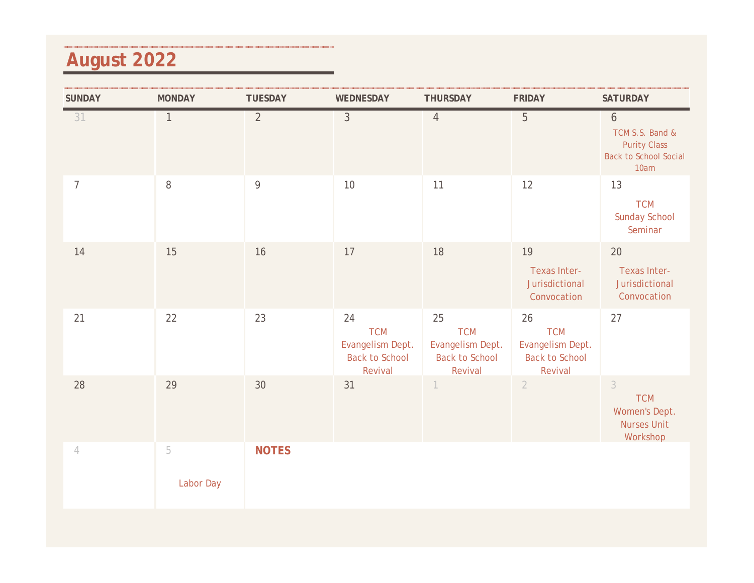# August 2022

| SUNDAY | MONDAY | TUESDAY | WEDNESDAY | THURSDAY | FRIDAY | SATURDAY |
|---|---|---|---|---|---|---|
| 31 | 1 | 2 | 3 | 4 | 5 | 6<br>TCM S.S. Band & Purity Class<br>Back to School Social<br>10am |
| 7 | 8 | 9 | 10 | 11 | 12 | 13<br>TCM<br>Sunday School Seminar |
| 14 | 15 | 16 | 17 | 18 | 19<br>Texas Inter-Jurisdictional Convocation | 20<br>Texas Inter-Jurisdictional Convocation |
| 21 | 22 | 23 | 24<br>TCM<br>Evangelism Dept.<br>Back to School Revival | 25<br>TCM<br>Evangelism Dept.<br>Back to School Revival | 26<br>TCM<br>Evangelism Dept.<br>Back to School Revival | 27 |
| 28 | 29 | 30 | 31 | 1 | 2 | 3<br>TCM<br>Women's Dept.<br>Nurses Unit Workshop |
| 4 | 5<br>Labor Day | **NOTES** | | | | |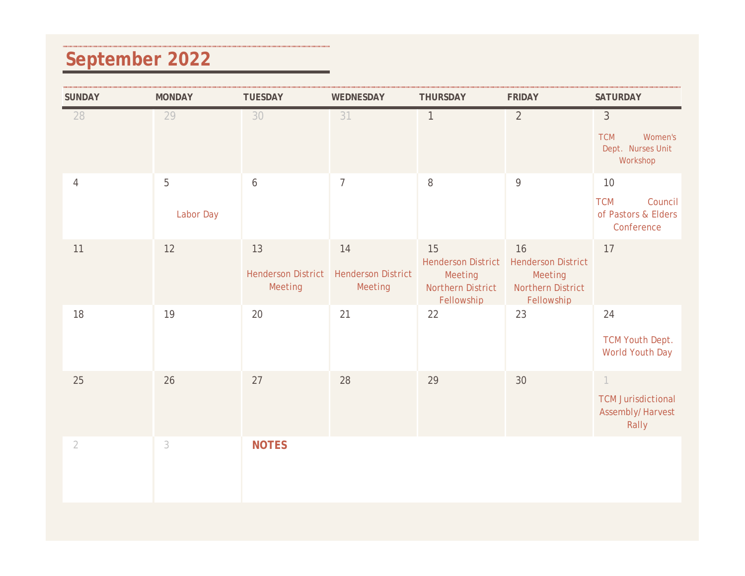# September 2022

| SUNDAY | MONDAY | TUESDAY | WEDNESDAY | THURSDAY | FRIDAY | SATURDAY |
|---|---|---|---|---|---|---|
| 28 | 29 | 30 | 31 | 1 | 2 | 3<br>TCM Women's Dept. Nurses Unit Workshop |
| 4 | 5<br>Labor Day | 6 | 7 | 8 | 9 | 10<br>TCM Council of Pastors & Elders Conference |
| 11 | 12 | 13<br>Henderson District Meeting | 14<br>Henderson District Meeting | 15<br>Henderson District Meeting<br>Northern District Fellowship | 16<br>Henderson District Meeting<br>Northern District Fellowship | 17 |
| 18 | 19 | 20 | 21 | 22 | 23 | 24<br>TCM Youth Dept. World Youth Day |
| 25 | 26 | 27 | 28 | 29 | 30 | 1<br>TCM Jurisdictional Assembly/ Harvest Rally |
| 2 | 3 | **NOTES** | | | | |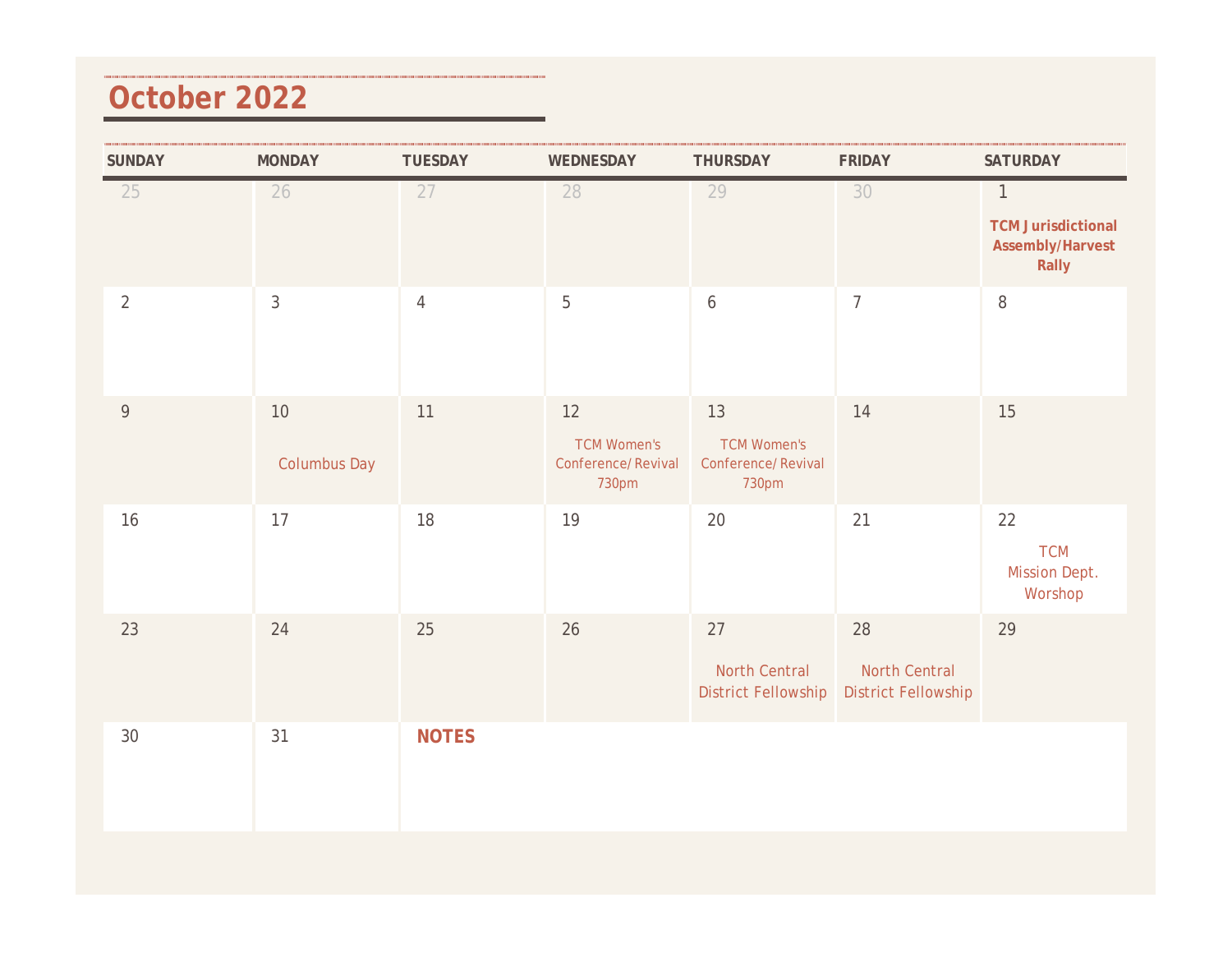# October 2022

| SUNDAY | MONDAY | TUESDAY | WEDNESDAY | THURSDAY | FRIDAY | SATURDAY |
|---|---|---|---|---|---|---|
| 25 | 26 | 27 | 28 | 29 | 30 | 1 **TCM Jurisdictional Assembly/Harvest Rally** |
| 2 | 3 | 4 | 5 | 6 | 7 | 8 |
| 9 | 10 Columbus Day | 11 | 12 TCM Women's Conference/ Revival 730pm | 13 TCM Women's Conference/ Revival 730pm | 14 | 15 |
| 16 | 17 | 18 | 19 | 20 | 21 | 22 TCM Mission Dept. Worshop |
| 23 | 24 | 25 | 26 | 27 North Central District Fellowship | 28 North Central District Fellowship | 29 |
| 30 | 31 | **NOTES** | | | | |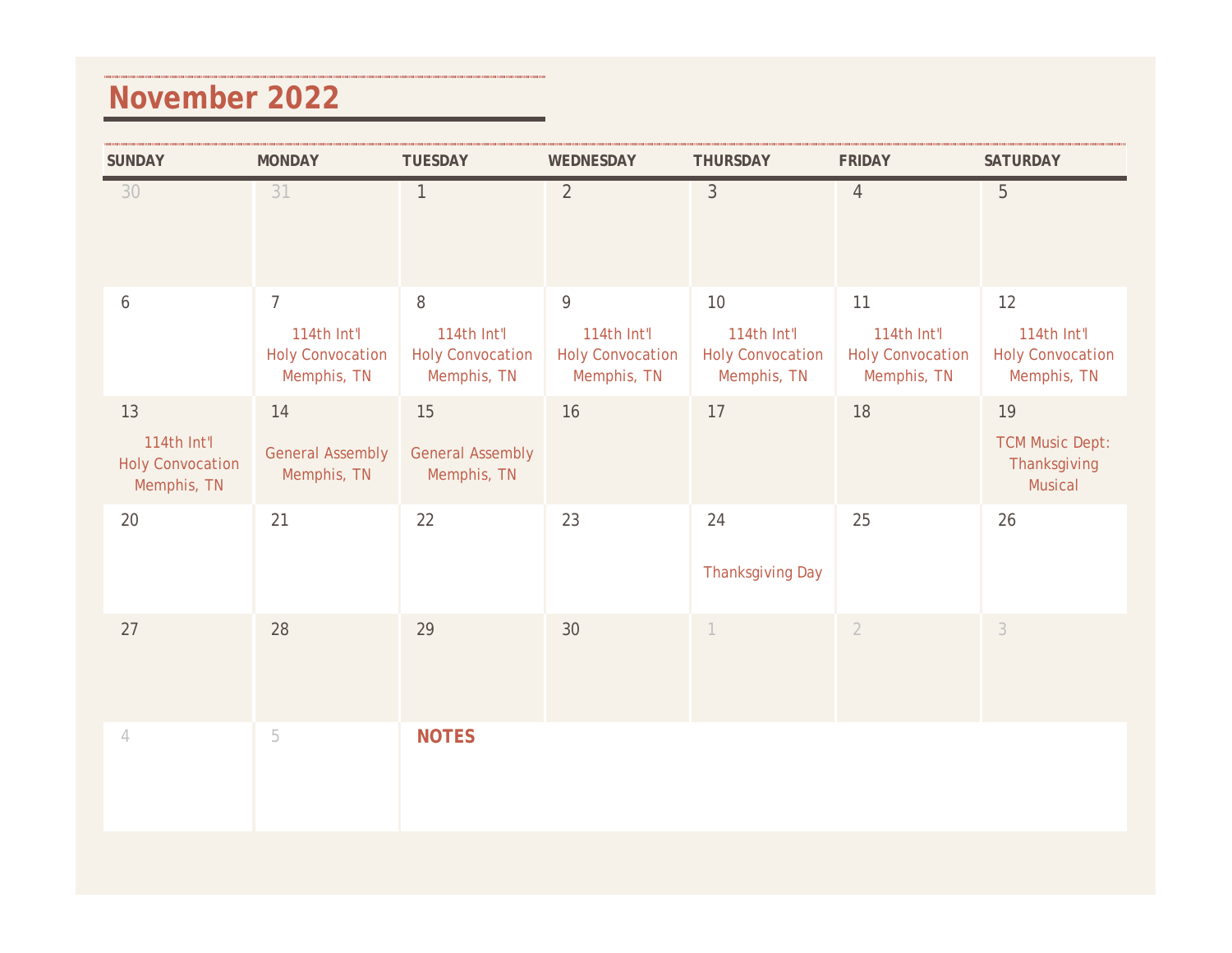# November 2022

| SUNDAY | MONDAY | TUESDAY | WEDNESDAY | THURSDAY | FRIDAY | SATURDAY |
|---|---|---|---|---|---|---|
| 30 | 31 | 1 | 2 | 3 | 4 | 5 |
| 6 | 7<br>114th Int'l Holy Convocation Memphis, TN | 8<br>114th Int'l Holy Convocation Memphis, TN | 9<br>114th Int'l Holy Convocation Memphis, TN | 10<br>114th Int'l Holy Convocation Memphis, TN | 11<br>114th Int'l Holy Convocation Memphis, TN | 12<br>114th Int'l Holy Convocation Memphis, TN |
| 13<br>114th Int'l Holy Convocation Memphis, TN | 14<br>General Assembly Memphis, TN | 15<br>General Assembly Memphis, TN | 16 | 17 | 18 | 19<br>TCM Music Dept: Thanksgiving Musical |
| 20 | 21 | 22 | 23 | 24<br>Thanksgiving Day | 25 | 26 |
| 27 | 28 | 29 | 30 | 1 | 2 | 3 |
| 4 | 5 | **NOTES** | | | | |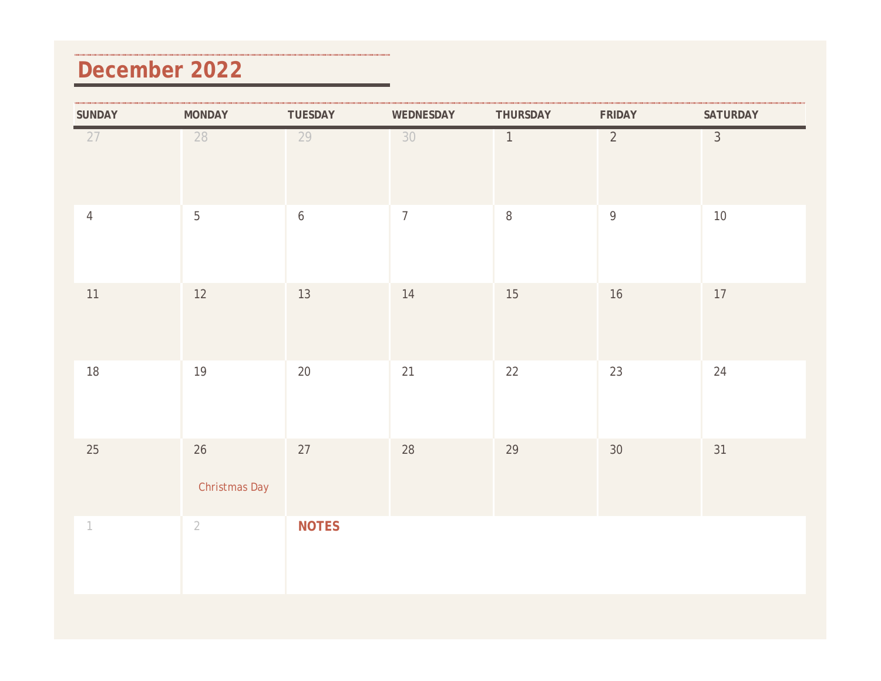# December 2022

| SUNDAY | MONDAY | TUESDAY | WEDNESDAY | THURSDAY | FRIDAY | SATURDAY |
|---|---|---|---|---|---|---|
| 27 | 28 | 29 | 30 | 1 | 2 | 3 |
| 4 | 5 | 6 | 7 | 8 | 9 | 10 |
| 11 | 12 | 13 | 14 | 15 | 16 | 17 |
| 18 | 19 | 20 | 21 | 22 | 23 | 24 |
| 25 | 26 Christmas Day | 27 | 28 | 29 | 30 | 31 |
| 1 | 2 | **NOTES** | | | | |